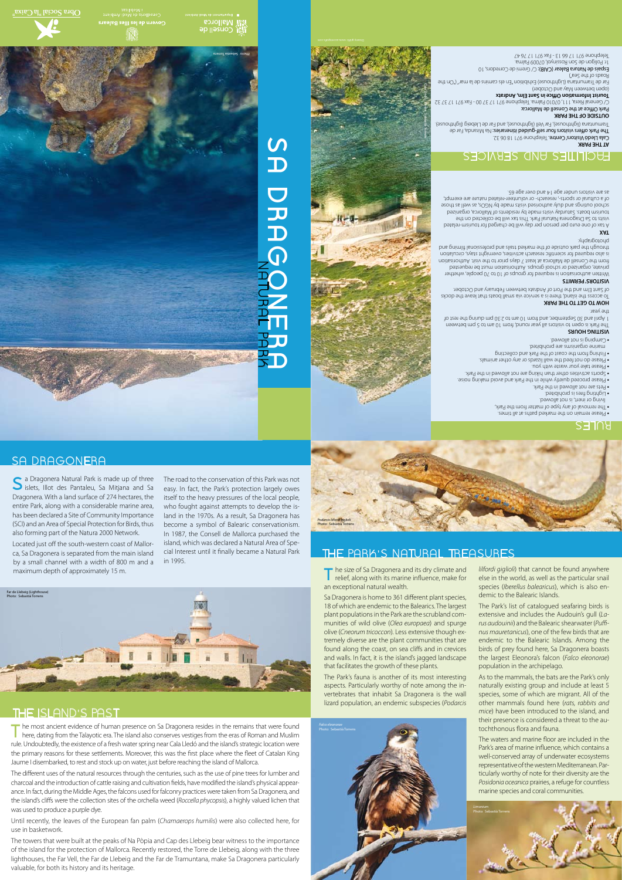# SA DRAGONERA

## RULES

- Please remain on the marked paths at all times.
- The removal of any type of matter from the Park, living or inert, is not allowed.
- Pets are not allowed in the Park.
- Lighting fires is prohibited.
- Please proceed quietly while in the Park and avoid making noise.
- Sports activities other than hiking are not allowed in the Park.
- Please take your waste with you.
- Please do not feed the wall lizards or any other animals.
- Fishing from the coast of the Park and collecting marine organisms are prohibited.
- Camping is not allowed.

**VISITING HOURS**

The Park is open to visitors all year round, from 10 am to 5 pm between 1 April and 30 September, and from 10 am to 2.30 pm during the rest of the year.

**HOW TO GET TO THE PARK**

To access the island, there is a service via small boats that leave the docks of Sant Elm and the Port of Andratx between February and October.

**VISITORS' PERMITS**

Written authorisation is required for groups of 10 to 70 people, whether private, organized or school groups. Authorisation must be requested from the Consell de Mallorca at least 7 days prior to the visit. Authorisation is also required for scientific research activities, overnight stays, circulation through the park outside of the marked trails and professional filming and photography.

**TAX**

A tax of one euro per person per day will be charged for tourism-related visits to Sa Dragonera Natural Park. This tax will be collected on the tourism boats. Saturday visits made by residents of Mallorca, organized school outings and duly authorised visits made by NGOs, as well as those of a cultural or sports-, research- or volunteer-related nature are exempt, as are visitors under age 14 and over age 65.

## FACILITIES AND SERVICES

**AT THE PARK**

**Cala Lledó Visitors' Centre.** Telephone 971 18 06 32.

**The Park offers visitors four self-guided itineraries:** Na Miranda, Far de Tramuntana (lighthouse), Far Vell (lighthouse), and Far de Llebeig (lighthouse).

**OUTSIDE OF THE PARK**

**Park Office at the Consell de Mallorca:**
C/ General Riera, 111, 07010 Palma. Telephone 971 17 37 00 - Fax 971 17 37 32

**Tourist Information Office in Sant Elm, Andratx**
(open between May and October)
Far de Tramuntana (Lighthouse) Exhibition "En els camins de la mar" ("On the Roads of the Sea")

**Espais de Natura Balear (CAIB):** C/ Gremi de Corredors, 10
1r. Polígon de Son Rossinyol, 07009 Palma.
Telephone 971 17 66 13 - Fax 971 17 76 47

# SA DRAGONERA NATURAL PARK

## SA DRAGONERA

Sa Dragonera Natural Park is made up of three islets, Illot des Pantaleu, Sa Mitjana and Sa Dragonera. With a land surface of 274 hectares, the entire Park, along with a considerable marine area, has been declared a Site of Community Importance (SCI) and an Area of Special Protection for Birds, thus also forming part of the Natura 2000 Network.

Located just off the south-western coast of Mallorca, Sa Dragonera is separated from the main island by a small channel with a width of 800 m and a maximum depth of approximately 15 m.

The road to the conservation of this Park was not easy. In fact, the Park's protection largely owes itself to the heavy pressures of the local people, who fought against attempts to develop the island in the 1970s. As a result, Sa Dragonera has become a symbol of Balearic conservationism. In 1987, the Consell de Mallorca purchased the island, which was declared a Natural Area of Special Interest until it finally became a Natural Park in 1995.

Far de Llebeig (Lighthouse)
Photo: Sebastià Torrens

## THE ISLAND'S PAST

The most ancient evidence of human presence on Sa Dragonera resides in the remains that were found here, dating from the Talayotic era. The island also conserves vestiges from the eras of Roman and Muslim rule. Undoubtedly, the existence of a fresh water spring near Cala Lledó and the island's strategic location were the primary reasons for these settlements. Moreover, this was the first place where the fleet of Catalan King Jaume I disembarked, to rest and stock up on water, just before reaching the island of Mallorca.

The different uses of the natural resources through the centuries, such as the use of pine trees for lumber and charcoal and the introduction of cattle raising and cultivation fields, have modified the island's physical appearance. In fact, during the Middle Ages, the falcons used for falconry practices were taken from Sa Dragonera, and the island's cliffs were the collection sites of the orchella weed (*Roccella phycopsis*), a highly valued lichen that was used to produce a purple dye.

Until recently, the leaves of the European fan palm (*Chamaerops humilis*) were also collected here, for use in basketwork.

The towers that were built at the peaks of Na Pòpia and Cap des Llebeig bear witness to the importance of the island for the protection of Mallorca. Recently restored, the Torre de Llebeig, along with the three lighthouses, the Far Vell, the Far de Llebeig and the Far de Tramuntana, make Sa Dragonera particularly valuable, for both its history and its heritage.

*Podarcis lilfordi* lilfordi
Photo: Sebastià Torrens

## THE PARK'S NATURAL TREASURES

The size of Sa Dragonera and its dry climate and relief, along with its marine influence, make for an exceptional natural wealth.

Sa Dragonera is home to 361 different plant species, 18 of which are endemic to the Balearics. The largest plant populations in the Park are the scrubland communities of wild olive (*Olea europaea*) and spurge olive (*Cneorum tricoccon*). Less extensive though extremely diverse are the plant communities that are found along the coast, on sea cliffs and in crevices and walls. In fact, it is the island's jagged landscape that facilitates the growth of these plants.

The Park's fauna is another of its most interesting aspects. Particularly worthy of note among the invertebrates that inhabit Sa Dragonera is the wall lizard population, an endemic subspecies (*Podarcis lilfordi giglioli*) that cannot be found anywhere else in the world, as well as the particular snail species (*Iberellus balearicus*), which is also endemic to the Balearic Islands.

*Falco eleonorae*
Photo: Sebastià Torrens

The Park's list of catalogued seafaring birds is extensive and includes the Audouin's gull (*Larus audouinii*) and the Balearic shearwater (*Puffinus mauretanicus*), one of the few birds that are endemic to the Balearic Islands. Among the birds of prey found here, Sa Dragonera boasts the largest Eleonora's falcon (*Falco eleonorae*) population in the archipelago.

As to the mammals, the bats are the Park's only naturally existing group and include at least 5 species, some of which are migrant. All of the other mammals found here (*rats, rabbits and mice*) have been introduced to the island, and their presence is considered a threat to the autochthonous flora and fauna.

The waters and marine floor are included in the Park's area of marine influence, which contains a well-conserved array of underwater ecosystems representative of the western Mediterranean. Particularly worthy of note for their diversity are the *Posidonia oceanica* prairies, a refuge for countless marine species and coral communities.

*Limonium*
Photo: Sebastià Torrens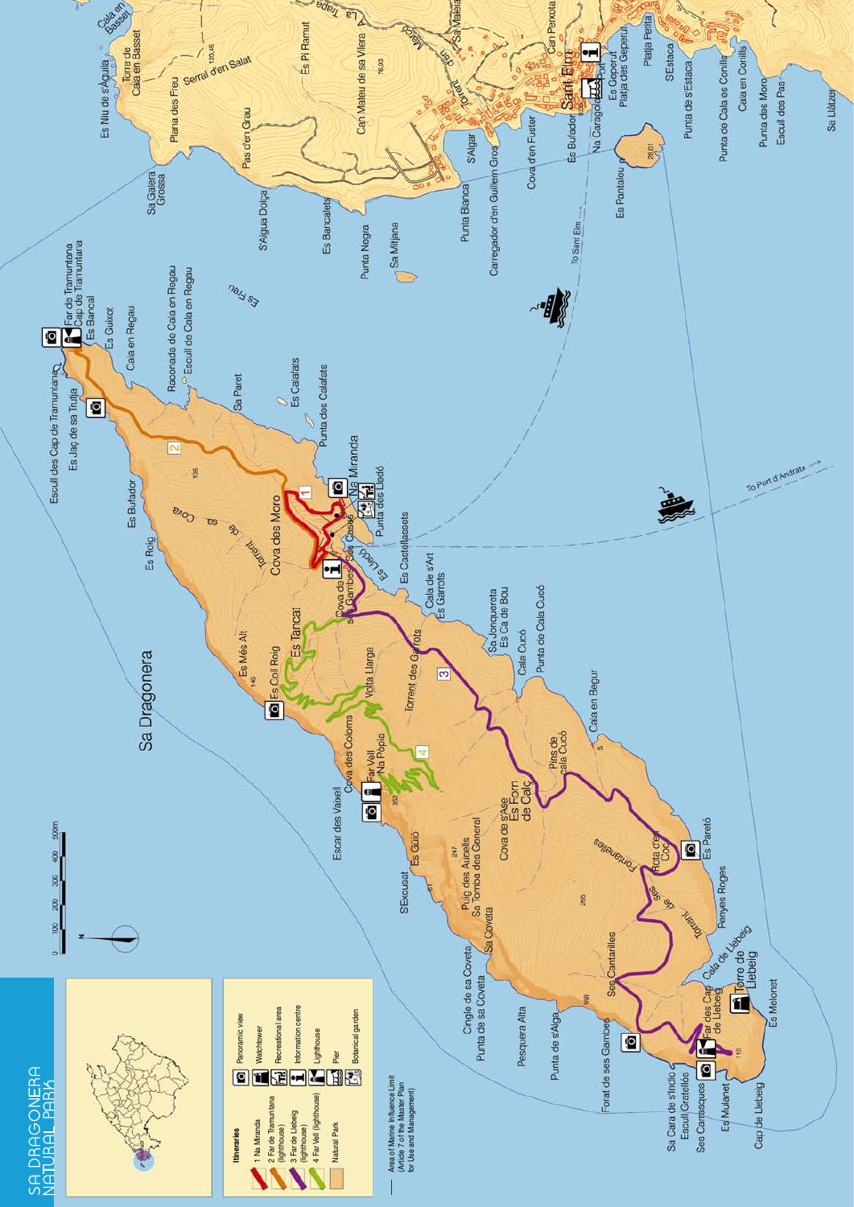# SA DRAGONERA NATURAL PARK

**Itineraries**

- 1 Na Miranda
- 2 Far de Tramuntana (lighthouse)
- 3 Far de Llebeig (lighthouse)
- 4 Far Vell (lighthouse)

Natural Park

Area of Marine Influence Limit (Article 7 of the Master Plan for Use and Management)

- Panoramic view
- Watchtower
- Recreational area
- Information centre
- Lighthouse
- Pier
- Botanical garden

0 100 200 300 400 500m

N

Sa Dragonera

Es Freu

To Sant Elm

To Port d'Andratx

Sant Elm

Cala en Basset
Torre de Cala en Basset
Es Niu de s'Àguila
Plana des Freu
Serral d'en Salat
120,45
Es Pi Ramut
Can Mateu de sa Vilera
76,93
La Trapa
Marcs
Sa Mateta
Torrent d'en
Can Perxota
Port
Es Geperut
Platja des Geperut
Platja Petita
S'Estaca
Punta de s'Estaca
Punta de Cala es Conills
Cala en Conills
Punta des Moro
Escull des Pas
Sa Llatzer
Na Caragol
Es Bufador
Es Pantaleu
26,01
Cova d'en Fuster
Carregador d'en Guillem Gros
S'Algar
Punta Blanca
Sa Mitjana
Punta Negra
Es Barcalets
S'Aigua Dolça
Pas d'en Grau
Sa Galera Grossa
Escull des Cap de Tramuntana
Far de Tramuntana
Cap de Tramuntana
Es Bancal
Es Guixot
Cala en Regau
Raconada de Cala en Regau
Escull de Cala en Regau
Es Jaç de sa Trutja
Sa Paret
Es Calafats
Punta des Calafats
105
Es Bufador
Es Roig
Torrent de sa Cova
Cova des Moro
Na Miranda
Punta des Llodó
Ses Casetes
Es Lladó
Cova de ses Gambes
Es Castellassets
Cala de s'Art
Es Garrots
Es Més Alt
145
Es Coll Roig
Es Tancat
Volta Llarga
Torrent des Garrots
Sa Jonquereta
Es Ca de Bou
Cala Cucó
Punta de Cala Cucó
Cova des Coloms
Far Vell
Na Pòpia
352
Escar des Vaixell
Pins de cala Cucó
Cala en Begur
5
Es Forn de Calç
Cova de s'Ase
Es Güió
SExcusat
61
247
Puig des Aucells
Sa Tomba des General
Sa Coveta
Cingle de sa Coveta
Punta de sa Coveta
Fontanelles
Rota d'en Coc
Es Paretó
Torrent de ses
205
Penyes Roges
Ses Cantarilles
Pesquera Alta
Punta de s'Alga
168
Forat de ses Gambes
Cala de Llebeig
Torre de Llebeig
Far des Cap de Llebeig
110
Es Melonet
Sa Cara de s'Indio
Escull Gretellós
Ses Carrasques
Es Mulanet
Cap de Llebeig